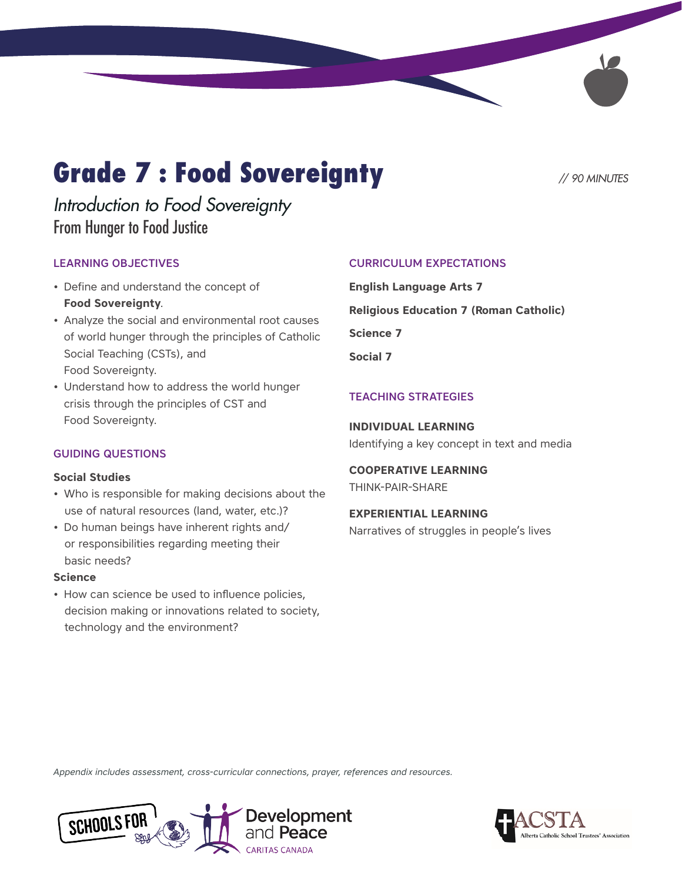# Grade 7 : Food Sovereignty

// 90 MINUTES

*Introduction to Food Sovereignty*

From Hunger to Food Justice

## LEARNING OBJECTIVES

- Define and understand the concept of **Food Sovereignty**.
- Analyze the social and environmental root causes of world hunger through the principles of Catholic Social Teaching (CSTs), and Food Sovereignty.
- Understand how to address the world hunger crisis through the principles of CST and Food Sovereignty.

## GUIDING QUESTIONS

**Social Studies**

- Who is responsible for making decisions about the use of natural resources (land, water, etc.)?
- Do human beings have inherent rights and/or responsibilities regarding meeting their basic needs?

**Science**

- How can science be used to influence policies, decision making or innovations related to society, technology and the environment?

## CURRICULUM EXPECTATIONS

**English Language Arts 7**

**Religious Education 7 (Roman Catholic)**

**Science 7**

**Social 7**

## TEACHING STRATEGIES

**INDIVIDUAL LEARNING**

Identifying a key concept in text and media

**COOPERATIVE LEARNING**

THINK-PAIR-SHARE

**EXPERIENTIAL LEARNING**

Narratives of struggles in people's lives

*Appendix includes assessment, cross-curricular connections, prayer, references and resources.*

SCHOOLS FOR Development and Peace CARITAS CANADA

ACSTA Alberta Catholic School Trustees' Association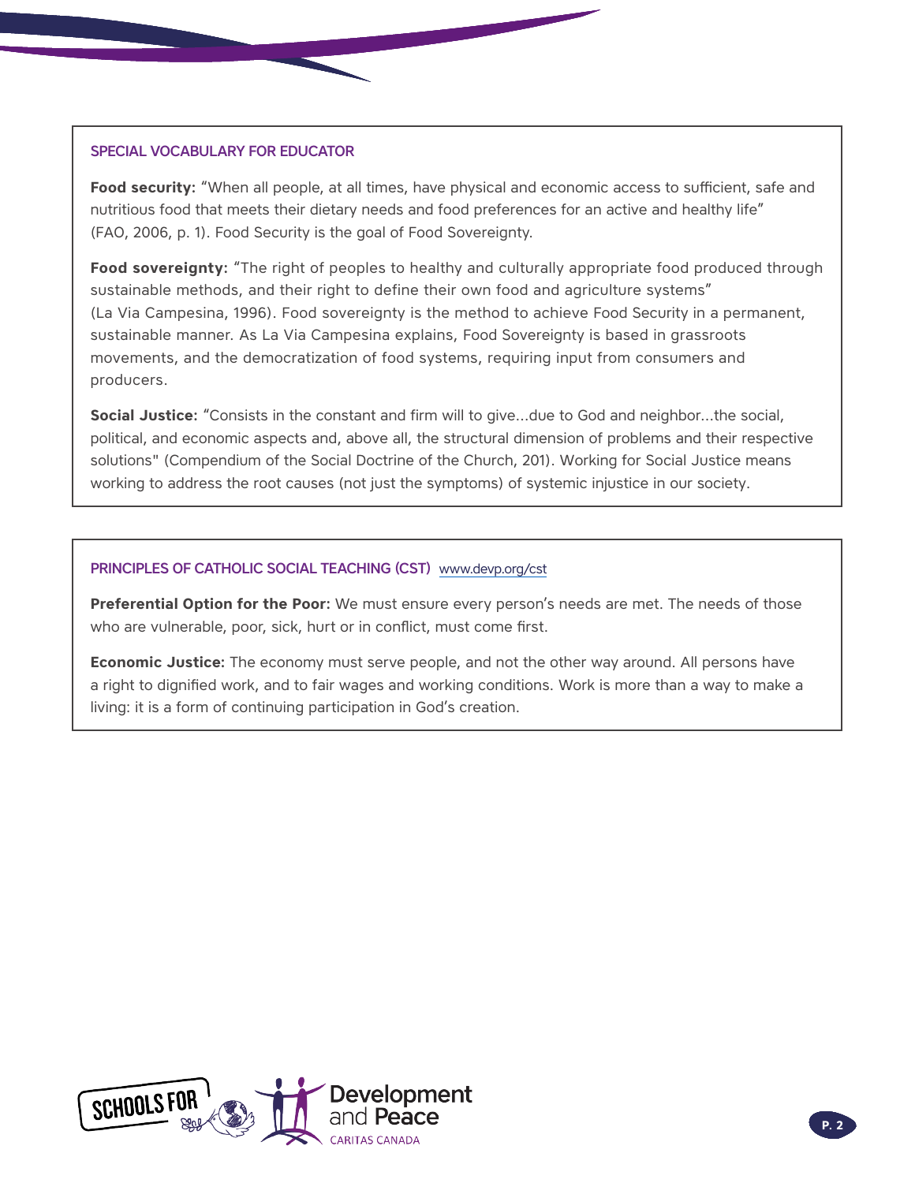## SPECIAL VOCABULARY FOR EDUCATOR

**Food security:** "When all people, at all times, have physical and economic access to sufficient, safe and nutritious food that meets their dietary needs and food preferences for an active and healthy life" (FAO, 2006, p. 1). Food Security is the goal of Food Sovereignty.

**Food sovereignty:** "The right of peoples to healthy and culturally appropriate food produced through sustainable methods, and their right to define their own food and agriculture systems" (La Via Campesina, 1996). Food sovereignty is the method to achieve Food Security in a permanent, sustainable manner. As La Via Campesina explains, Food Sovereignty is based in grassroots movements, and the democratization of food systems, requiring input from consumers and producers.

**Social Justice:** "Consists in the constant and firm will to give...due to God and neighbor...the social, political, and economic aspects and, above all, the structural dimension of problems and their respective solutions" (Compendium of the Social Doctrine of the Church, 201). Working for Social Justice means working to address the root causes (not just the symptoms) of systemic injustice in our society.

## PRINCIPLES OF CATHOLIC SOCIAL TEACHING (CST) www.devp.org/cst

**Preferential Option for the Poor:** We must ensure every person's needs are met. The needs of those who are vulnerable, poor, sick, hurt or in conflict, must come first.

**Economic Justice:** The economy must serve people, and not the other way around. All persons have a right to dignified work, and to fair wages and working conditions. Work is more than a way to make a living: it is a form of continuing participation in God's creation.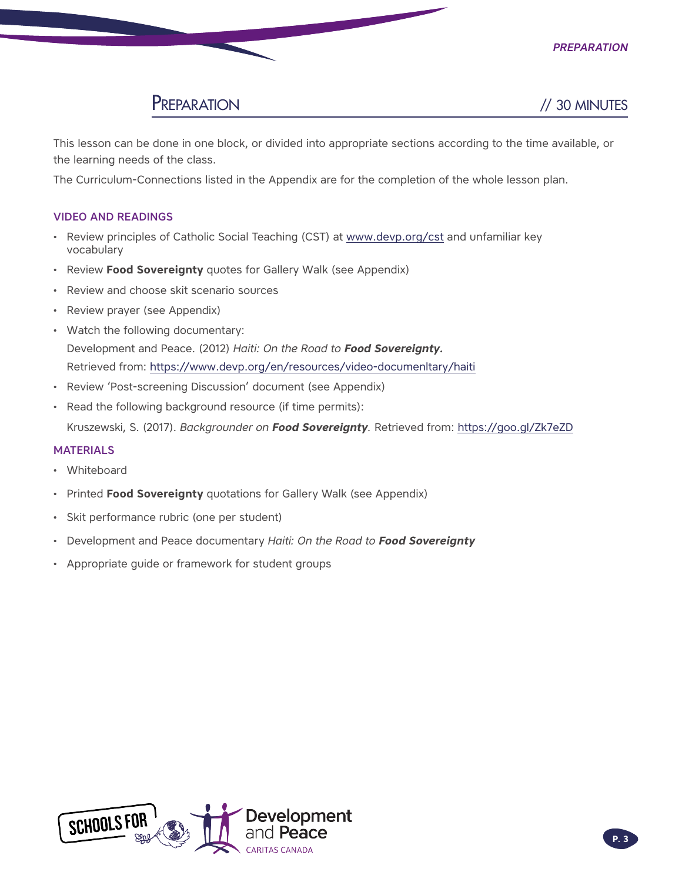## Preparation // 30 MINUTES

This lesson can be done in one block, or divided into appropriate sections according to the time available, or the learning needs of the class.

The Curriculum-Connections listed in the Appendix are for the completion of the whole lesson plan.

### VIDEO AND READINGS

- Review principles of Catholic Social Teaching (CST) at www.devp.org/cst and unfamiliar key vocabulary
- Review **Food Sovereignty** quotes for Gallery Walk (see Appendix)
- Review and choose skit scenario sources
- Review prayer (see Appendix)
- Watch the following documentary:
  Development and Peace. (2012) *Haiti: On the Road to **Food Sovereignty**.*
  Retrieved from: https://www.devp.org/en/resources/video-documenltary/haiti
- Review 'Post-screening Discussion' document (see Appendix)
- Read the following background resource (if time permits):
  Kruszewski, S. (2017). *Backgrounder on **Food Sovereignty***. Retrieved from: https://goo.gl/Zk7eZD

### MATERIALS

- Whiteboard
- Printed **Food Sovereignty** quotations for Gallery Walk (see Appendix)
- Skit performance rubric (one per student)
- Development and Peace documentary *Haiti: On the Road to **Food Sovereignty***
- Appropriate guide or framework for student groups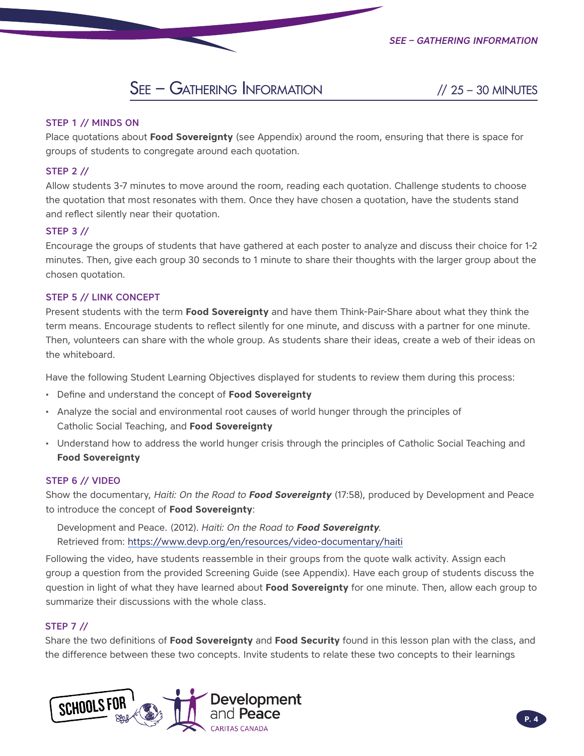## See – Gathering Information // 25 – 30 MINUTES

### STEP 1 // MINDS ON

Place quotations about **Food Sovereignty** (see Appendix) around the room, ensuring that there is space for groups of students to congregate around each quotation.

### STEP 2 //

Allow students 3-7 minutes to move around the room, reading each quotation. Challenge students to choose the quotation that most resonates with them. Once they have chosen a quotation, have the students stand and reflect silently near their quotation.

### STEP 3 //

Encourage the groups of students that have gathered at each poster to analyze and discuss their choice for 1-2 minutes. Then, give each group 30 seconds to 1 minute to share their thoughts with the larger group about the chosen quotation.

### STEP 5 // LINK CONCEPT

Present students with the term **Food Sovereignty** and have them Think-Pair-Share about what they think the term means. Encourage students to reflect silently for one minute, and discuss with a partner for one minute. Then, volunteers can share with the whole group. As students share their ideas, create a web of their ideas on the whiteboard.

Have the following Student Learning Objectives displayed for students to review them during this process:

- Define and understand the concept of **Food Sovereignty**
- Analyze the social and environmental root causes of world hunger through the principles of Catholic Social Teaching, and **Food Sovereignty**
- Understand how to address the world hunger crisis through the principles of Catholic Social Teaching and **Food Sovereignty**

### STEP 6 // VIDEO

Show the documentary, *Haiti: On the Road to **Food Sovereignty*** (17:58), produced by Development and Peace to introduce the concept of **Food Sovereignty**:

> Development and Peace. (2012). *Haiti: On the Road to **Food Sovereignty***.
> Retrieved from: https://www.devp.org/en/resources/video-documentary/haiti

Following the video, have students reassemble in their groups from the quote walk activity. Assign each group a question from the provided Screening Guide (see Appendix). Have each group of students discuss the question in light of what they have learned about **Food Sovereignty** for one minute. Then, allow each group to summarize their discussions with the whole class.

### STEP 7 //

Share the two definitions of **Food Sovereignty** and **Food Security** found in this lesson plan with the class, and the difference between these two concepts. Invite students to relate these two concepts to their learnings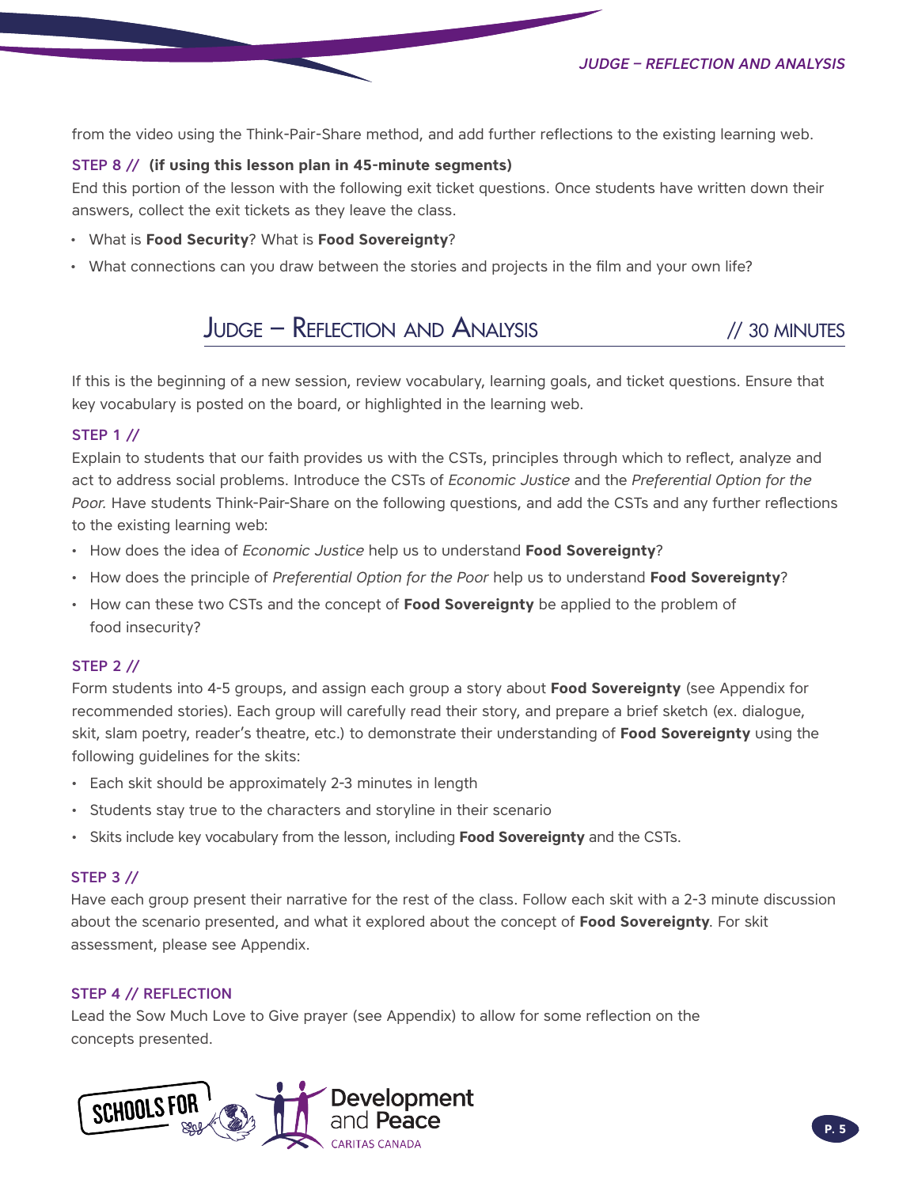from the video using the Think-Pair-Share method, and add further reflections to the existing learning web.

**STEP 8 // (if using this lesson plan in 45-minute segments)**

End this portion of the lesson with the following exit ticket questions. Once students have written down their answers, collect the exit tickets as they leave the class.

- What is **Food Security**? What is **Food Sovereignty**?
- What connections can you draw between the stories and projects in the film and your own life?

## Judge – Reflection and Analysis // 30 MINUTES

If this is the beginning of a new session, review vocabulary, learning goals, and ticket questions. Ensure that key vocabulary is posted on the board, or highlighted in the learning web.

**STEP 1 //**

Explain to students that our faith provides us with the CSTs, principles through which to reflect, analyze and act to address social problems. Introduce the CSTs of *Economic Justice* and the *Preferential Option for the Poor.* Have students Think-Pair-Share on the following questions, and add the CSTs and any further reflections to the existing learning web:

- How does the idea of *Economic Justice* help us to understand **Food Sovereignty**?
- How does the principle of *Preferential Option for the Poor* help us to understand **Food Sovereignty**?
- How can these two CSTs and the concept of **Food Sovereignty** be applied to the problem of food insecurity?

**STEP 2 //**

Form students into 4-5 groups, and assign each group a story about **Food Sovereignty** (see Appendix for recommended stories). Each group will carefully read their story, and prepare a brief sketch (ex. dialogue, skit, slam poetry, reader's theatre, etc.) to demonstrate their understanding of **Food Sovereignty** using the following guidelines for the skits:

- Each skit should be approximately 2-3 minutes in length
- Students stay true to the characters and storyline in their scenario
- Skits include key vocabulary from the lesson, including **Food Sovereignty** and the CSTs.

**STEP 3 //**

Have each group present their narrative for the rest of the class. Follow each skit with a 2-3 minute discussion about the scenario presented, and what it explored about the concept of **Food Sovereignty**. For skit assessment, please see Appendix.

**STEP 4 // REFLECTION**

Lead the Sow Much Love to Give prayer (see Appendix) to allow for some reflection on the concepts presented.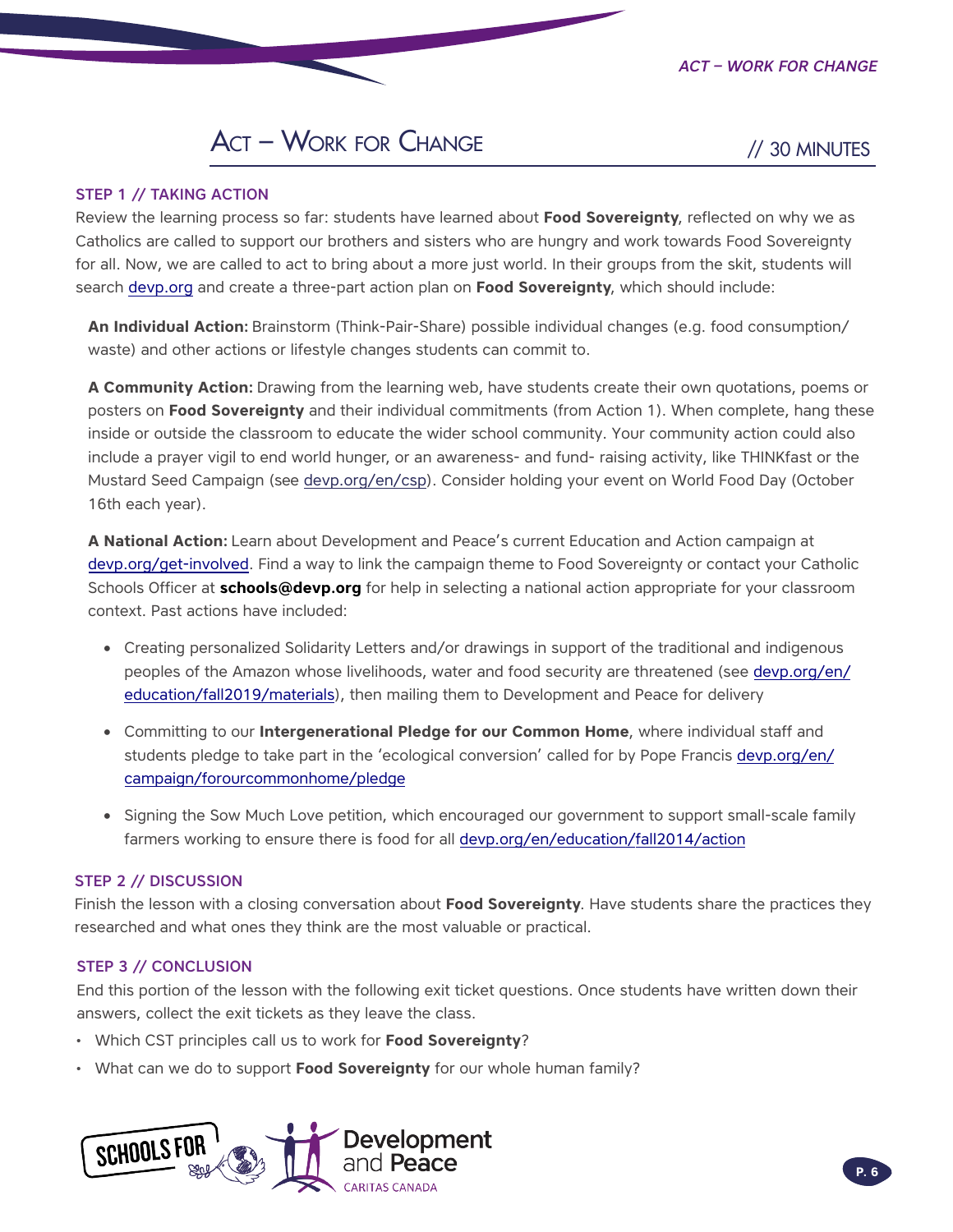## ACT – WORK FOR CHANGE // 30 MINUTES

### STEP 1 // TAKING ACTION

Review the learning process so far: students have learned about **Food Sovereignty**, reflected on why we as Catholics are called to support our brothers and sisters who are hungry and work towards Food Sovereignty for all. Now, we are called to act to bring about a more just world. In their groups from the skit, students will search devp.org and create a three-part action plan on **Food Sovereignty**, which should include:

**An Individual Action:** Brainstorm (Think-Pair-Share) possible individual changes (e.g. food consumption/ waste) and other actions or lifestyle changes students can commit to.

**A Community Action:** Drawing from the learning web, have students create their own quotations, poems or posters on **Food Sovereignty** and their individual commitments (from Action 1). When complete, hang these inside or outside the classroom to educate the wider school community. Your community action could also include a prayer vigil to end world hunger, or an awareness- and fund- raising activity, like THINKfast or the Mustard Seed Campaign (see devp.org/en/csp). Consider holding your event on World Food Day (October 16th each year).

**A National Action:** Learn about Development and Peace's current Education and Action campaign at devp.org/get-involved. Find a way to link the campaign theme to Food Sovereignty or contact your Catholic Schools Officer at **schools@devp.org** for help in selecting a national action appropriate for your classroom context. Past actions have included:

- Creating personalized Solidarity Letters and/or drawings in support of the traditional and indigenous peoples of the Amazon whose livelihoods, water and food security are threatened (see devp.org/en/education/fall2019/materials), then mailing them to Development and Peace for delivery
- Committing to our **Intergenerational Pledge for our Common Home**, where individual staff and students pledge to take part in the 'ecological conversion' called for by Pope Francis devp.org/en/campaign/forourcommonhome/pledge
- Signing the Sow Much Love petition, which encouraged our government to support small-scale family farmers working to ensure there is food for all devp.org/en/education/fall2014/action

### STEP 2 // DISCUSSION

Finish the lesson with a closing conversation about **Food Sovereignty**. Have students share the practices they researched and what ones they think are the most valuable or practical.

### STEP 3 // CONCLUSION

End this portion of the lesson with the following exit ticket questions. Once students have written down their answers, collect the exit tickets as they leave the class.

- Which CST principles call us to work for **Food Sovereignty**?
- What can we do to support **Food Sovereignty** for our whole human family?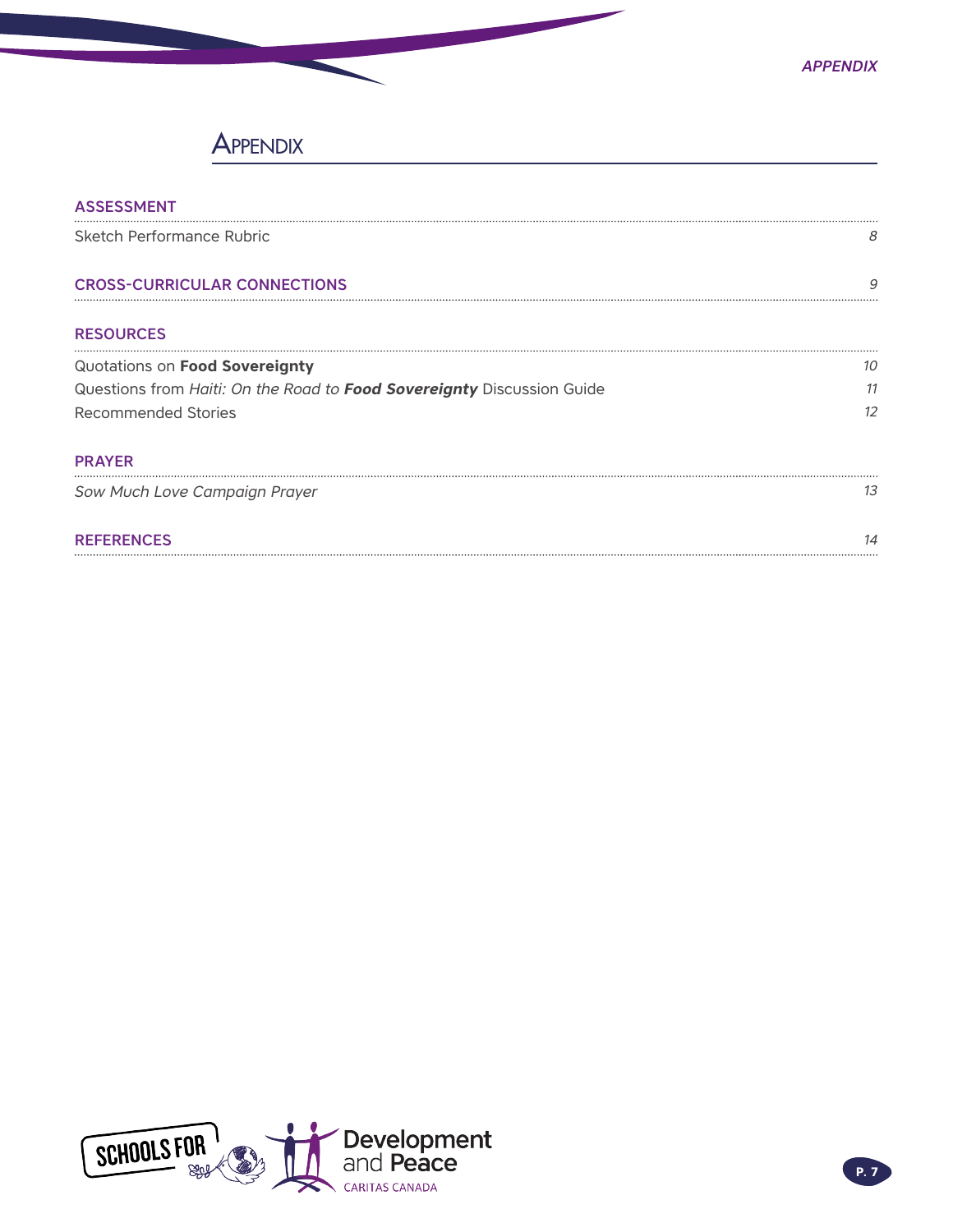# Appendix

**ASSESSMENT**

Sketch Performance Rubric — *8*

**CROSS-CURRICULAR CONNECTIONS** — *9*

**RESOURCES**

Quotations on **Food Sovereignty** — *10*

Questions from *Haiti: On the Road to* ***Food Sovereignty*** Discussion Guide — *11*

Recommended Stories — *12*

**PRAYER**

*Sow Much Love Campaign Prayer* — *13*

**REFERENCES** — *14*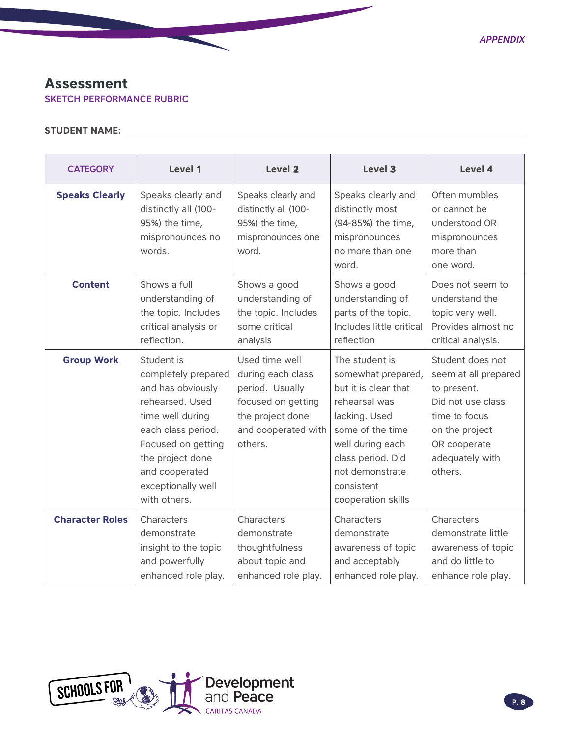# Assessment

## SKETCH PERFORMANCE RUBRIC

**STUDENT NAME:** ______________________________

| CATEGORY | Level 1 | Level 2 | Level 3 | Level 4 |
|---|---|---|---|---|
| **Speaks Clearly** | Speaks clearly and distinctly all (100-95%) the time, mispronounces no words. | Speaks clearly and distinctly all (100-95%) the time, mispronounces one word. | Speaks clearly and distinctly most (94-85%) the time, mispronounces no more than one word. | Often mumbles or cannot be understood OR mispronounces more than one word. |
| **Content** | Shows a full understanding of the topic. Includes critical analysis or reflection. | Shows a good understanding of the topic. Includes some critical analysis | Shows a good understanding of parts of the topic. Includes little critical reflection | Does not seem to understand the topic very well. Provides almost no critical analysis. |
| **Group Work** | Student is completely prepared and has obviously rehearsed. Used time well during each class period. Focused on getting the project done and cooperated exceptionally well with others. | Used time well during each class period. Usually focused on getting the project done and cooperated with others. | The student is somewhat prepared, but it is clear that rehearsal was lacking. Used some of the time well during each class period. Did not demonstrate consistent cooperation skills | Student does not seem at all prepared to present. Did not use class time to focus on the project OR cooperate adequately with others. |
| **Character Roles** | Characters demonstrate insight to the topic and powerfully enhanced role play. | Characters demonstrate thoughtfulness about topic and enhanced role play. | Characters demonstrate awareness of topic and acceptably enhanced role play. | Characters demonstrate little awareness of topic and do little to enhance role play. |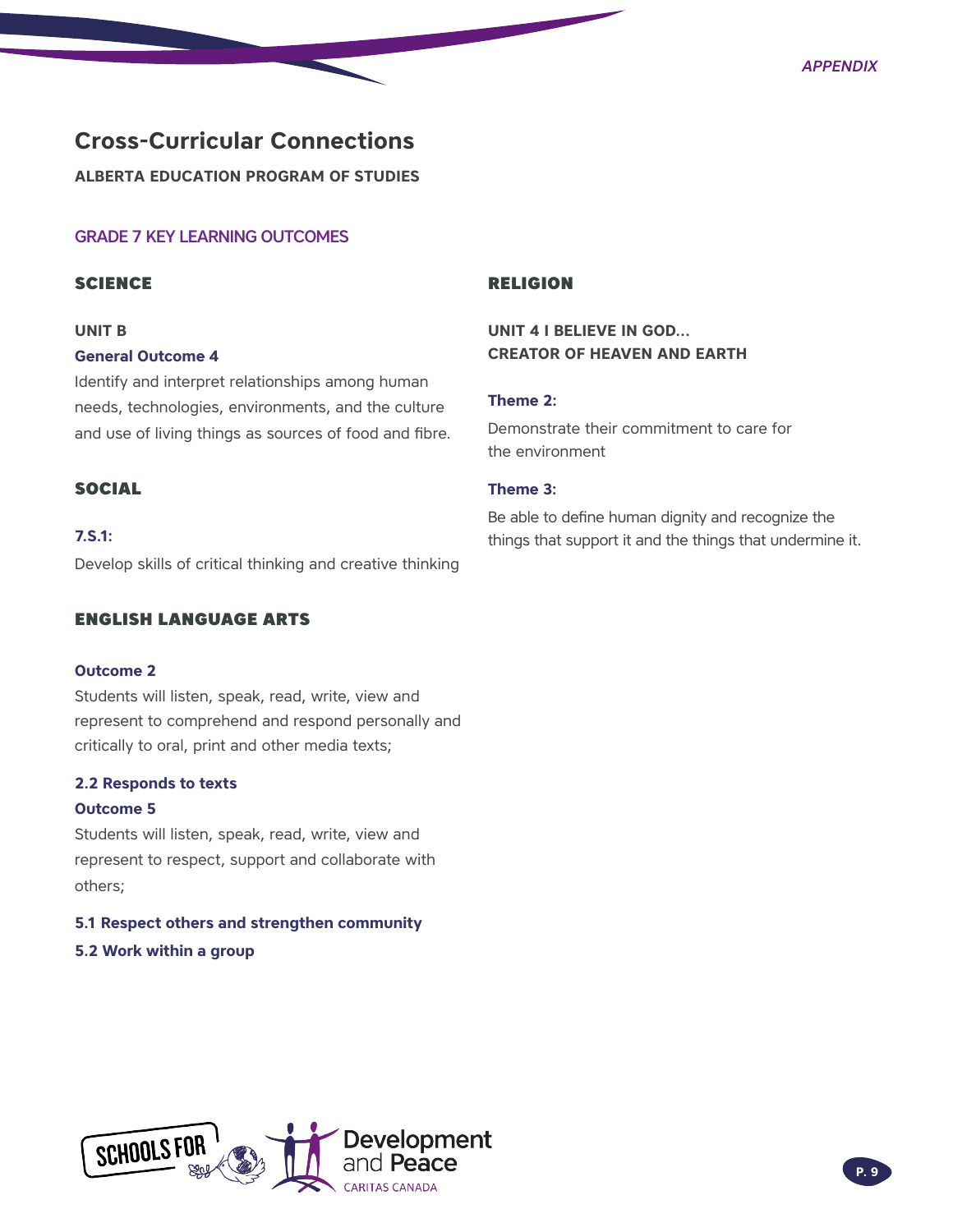# Cross-Curricular Connections

**ALBERTA EDUCATION PROGRAM OF STUDIES**

## GRADE 7 KEY LEARNING OUTCOMES

### SCIENCE

**UNIT B**

**General Outcome 4**

Identify and interpret relationships among human needs, technologies, environments, and the culture and use of living things as sources of food and fibre.

### SOCIAL

**7.S.1:**

Develop skills of critical thinking and creative thinking

### ENGLISH LANGUAGE ARTS

**Outcome 2**

Students will listen, speak, read, write, view and represent to comprehend and respond personally and critically to oral, print and other media texts;

**2.2 Responds to texts**

**Outcome 5**

Students will listen, speak, read, write, view and represent to respect, support and collaborate with others;

**5.1 Respect others and strengthen community**

**5.2 Work within a group**

### RELIGION

**UNIT 4 I BELIEVE IN GOD... CREATOR OF HEAVEN AND EARTH**

**Theme 2:**

Demonstrate their commitment to care for the environment

**Theme 3:**

Be able to define human dignity and recognize the things that support it and the things that undermine it.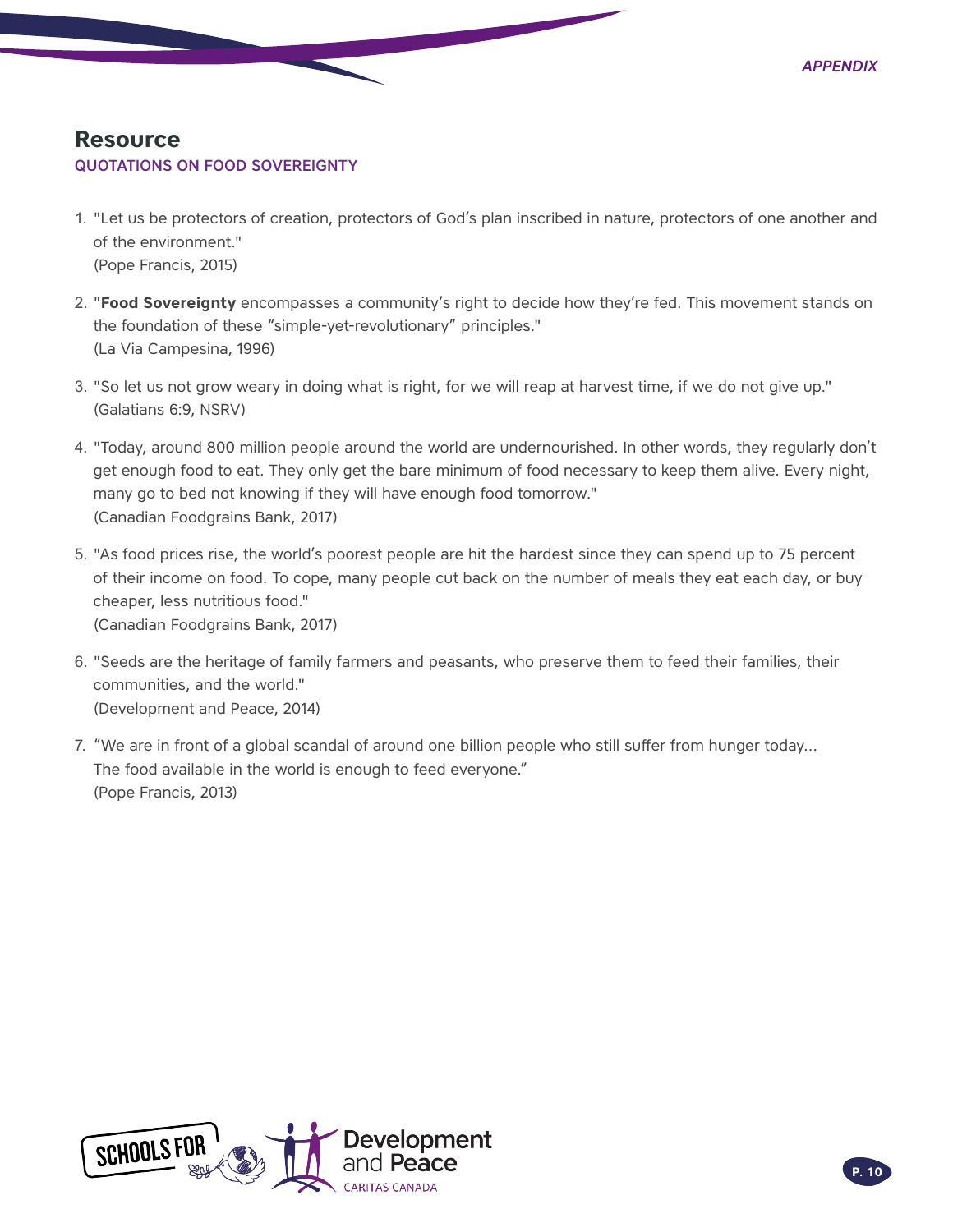## Resource

QUOTATIONS ON FOOD SOVEREIGNTY

1. "Let us be protectors of creation, protectors of God's plan inscribed in nature, protectors of one another and of the environment."
   (Pope Francis, 2015)

2. "**Food Sovereignty** encompasses a community's right to decide how they're fed. This movement stands on the foundation of these "simple-yet-revolutionary" principles."
   (La Via Campesina, 1996)

3. "So let us not grow weary in doing what is right, for we will reap at harvest time, if we do not give up."
   (Galatians 6:9, NSRV)

4. "Today, around 800 million people around the world are undernourished. In other words, they regularly don't get enough food to eat. They only get the bare minimum of food necessary to keep them alive. Every night, many go to bed not knowing if they will have enough food tomorrow."
   (Canadian Foodgrains Bank, 2017)

5. "As food prices rise, the world's poorest people are hit the hardest since they can spend up to 75 percent of their income on food. To cope, many people cut back on the number of meals they eat each day, or buy cheaper, less nutritious food."
   (Canadian Foodgrains Bank, 2017)

6. "Seeds are the heritage of family farmers and peasants, who preserve them to feed their families, their communities, and the world."
   (Development and Peace, 2014)

7. "We are in front of a global scandal of around one billion people who still suffer from hunger today... The food available in the world is enough to feed everyone."
   (Pope Francis, 2013)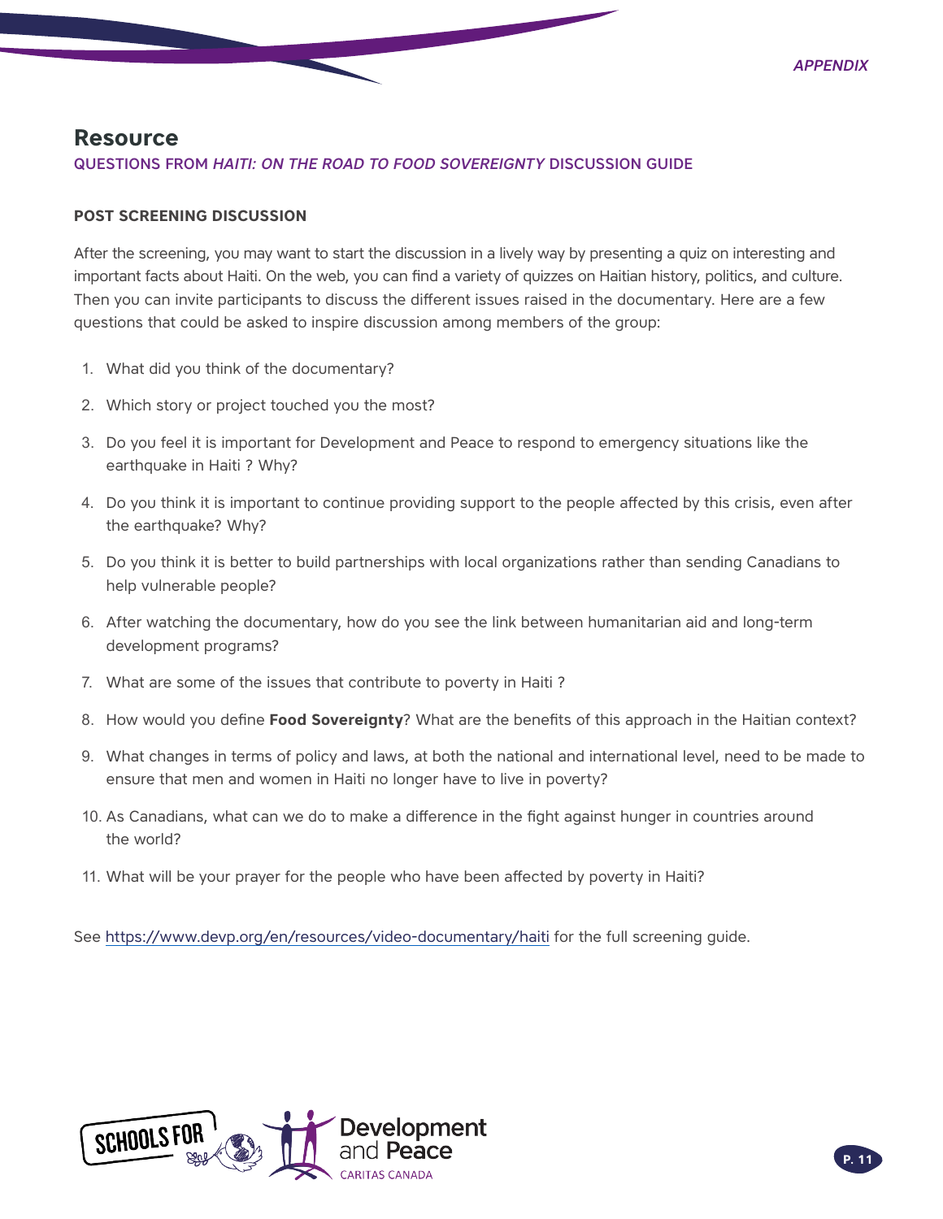## Resource

QUESTIONS FROM *HAITI: ON THE ROAD TO FOOD SOVEREIGNTY* DISCUSSION GUIDE

### POST SCREENING DISCUSSION

After the screening, you may want to start the discussion in a lively way by presenting a quiz on interesting and important facts about Haiti. On the web, you can find a variety of quizzes on Haitian history, politics, and culture. Then you can invite participants to discuss the different issues raised in the documentary. Here are a few questions that could be asked to inspire discussion among members of the group:

1. What did you think of the documentary?
2. Which story or project touched you the most?
3. Do you feel it is important for Development and Peace to respond to emergency situations like the earthquake in Haiti ? Why?
4. Do you think it is important to continue providing support to the people affected by this crisis, even after the earthquake? Why?
5. Do you think it is better to build partnerships with local organizations rather than sending Canadians to help vulnerable people?
6. After watching the documentary, how do you see the link between humanitarian aid and long-term development programs?
7. What are some of the issues that contribute to poverty in Haiti ?
8. How would you define **Food Sovereignty**? What are the benefits of this approach in the Haitian context?
9. What changes in terms of policy and laws, at both the national and international level, need to be made to ensure that men and women in Haiti no longer have to live in poverty?
10. As Canadians, what can we do to make a difference in the fight against hunger in countries around the world?
11. What will be your prayer for the people who have been affected by poverty in Haiti?

See https://www.devp.org/en/resources/video-documentary/haiti for the full screening guide.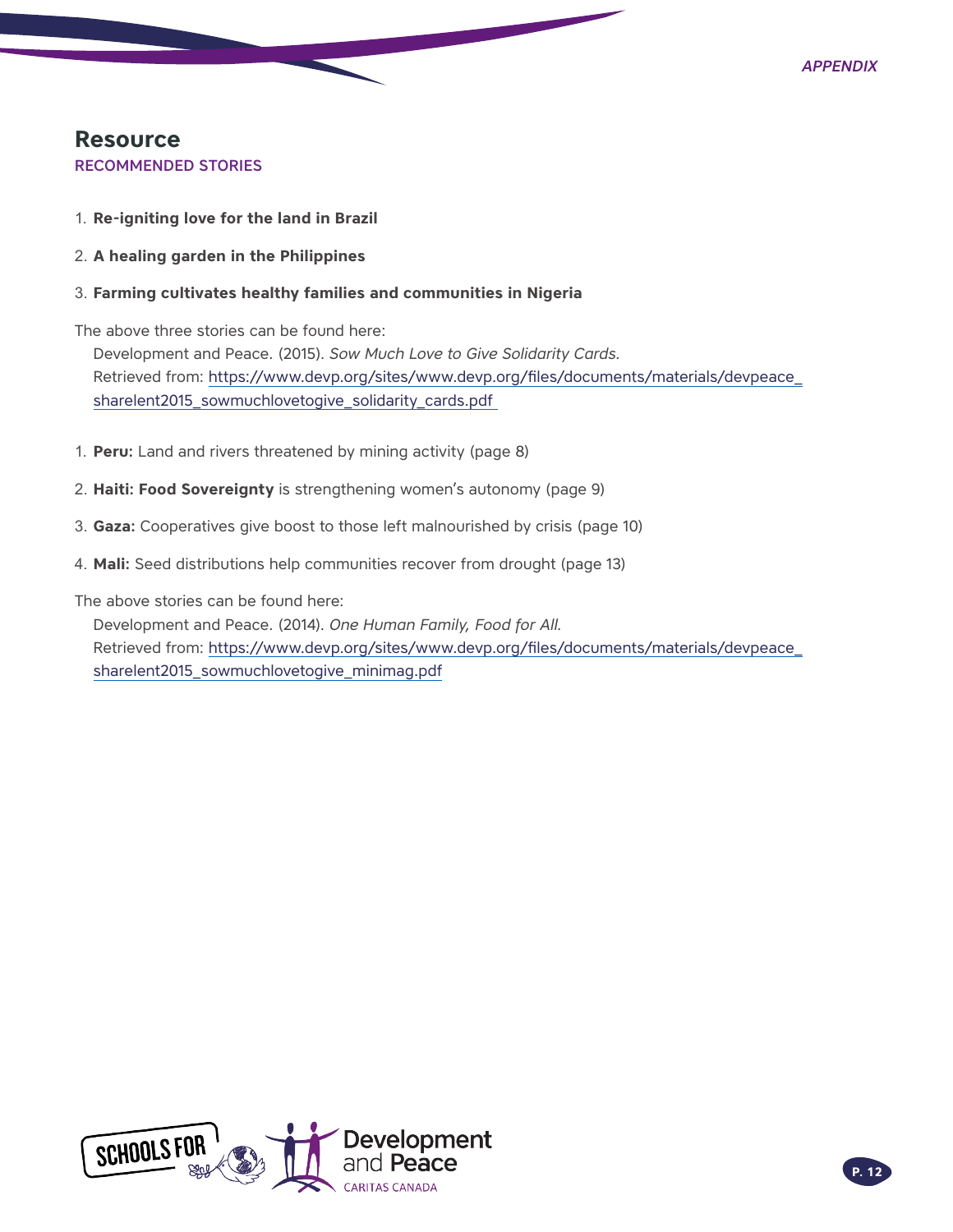## Resource

### RECOMMENDED STORIES

1. **Re-igniting love for the land in Brazil**
2. **A healing garden in the Philippines**
3. **Farming cultivates healthy families and communities in Nigeria**

The above three stories can be found here:
  Development and Peace. (2015). *Sow Much Love to Give Solidarity Cards.*
  Retrieved from: https://www.devp.org/sites/www.devp.org/files/documents/materials/devpeace_sharelent2015_sowmuchlovetogive_solidarity_cards.pdf

1. **Peru:** Land and rivers threatened by mining activity (page 8)
2. **Haiti: Food Sovereignty** is strengthening women's autonomy (page 9)
3. **Gaza:** Cooperatives give boost to those left malnourished by crisis (page 10)
4. **Mali:** Seed distributions help communities recover from drought (page 13)

The above stories can be found here:
  Development and Peace. (2014). *One Human Family, Food for All.*
  Retrieved from: https://www.devp.org/sites/www.devp.org/files/documents/materials/devpeace_sharelent2015_sowmuchlovetogive_minimag.pdf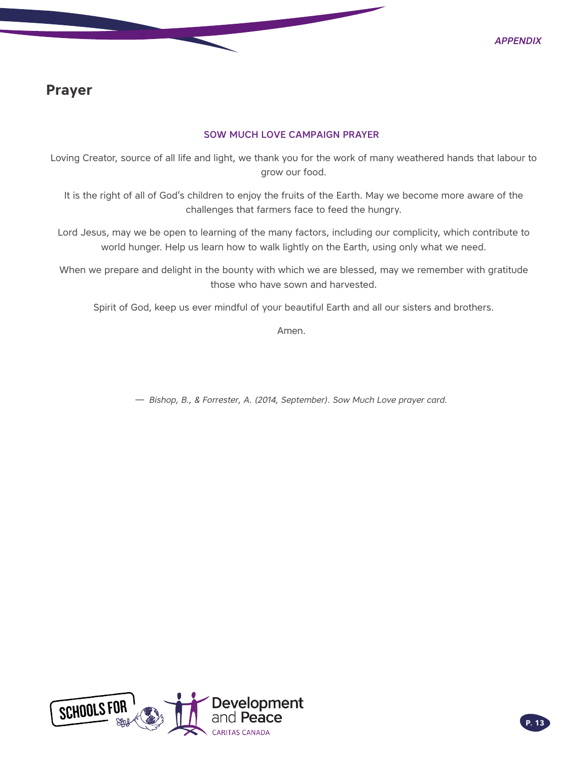## Prayer

### SOW MUCH LOVE CAMPAIGN PRAYER

Loving Creator, source of all life and light, we thank you for the work of many weathered hands that labour to grow our food.

It is the right of all of God's children to enjoy the fruits of the Earth. May we become more aware of the challenges that farmers face to feed the hungry.

Lord Jesus, may we be open to learning of the many factors, including our complicity, which contribute to world hunger. Help us learn how to walk lightly on the Earth, using only what we need.

When we prepare and delight in the bounty with which we are blessed, may we remember with gratitude those who have sown and harvested.

Spirit of God, keep us ever mindful of your beautiful Earth and all our sisters and brothers.

Amen.

— *Bishop, B., & Forrester, A. (2014, September). Sow Much Love prayer card.*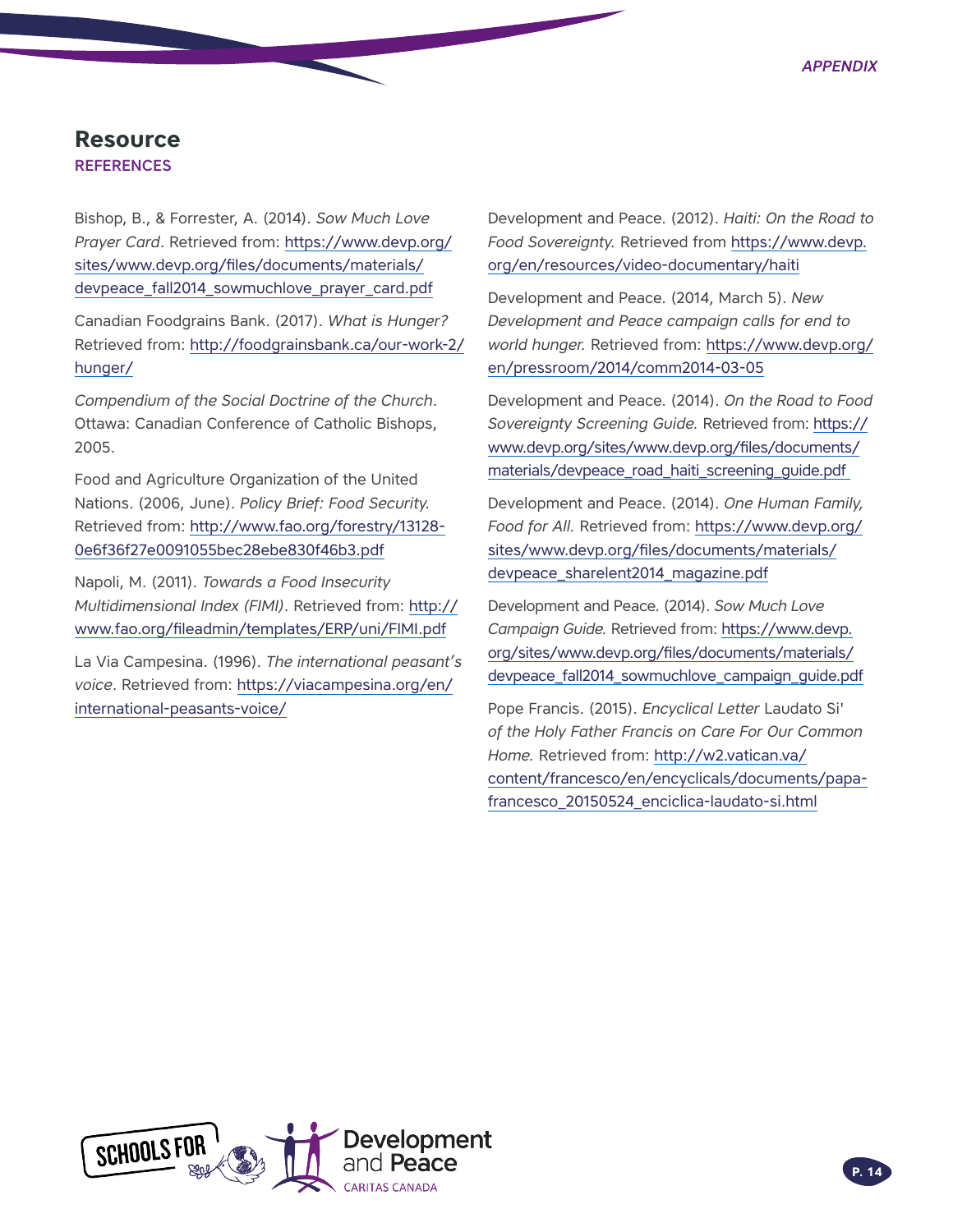## Resource

### REFERENCES

Bishop, B., & Forrester, A. (2014). *Sow Much Love Prayer Card*. Retrieved from: https://www.devp.org/sites/www.devp.org/files/documents/materials/devpeace_fall2014_sowmuchlove_prayer_card.pdf

Canadian Foodgrains Bank. (2017). *What is Hunger?* Retrieved from: http://foodgrainsbank.ca/our-work-2/hunger/

*Compendium of the Social Doctrine of the Church*. Ottawa: Canadian Conference of Catholic Bishops, 2005.

Food and Agriculture Organization of the United Nations. (2006, June). *Policy Brief: Food Security.* Retrieved from: http://www.fao.org/forestry/13128-0e6f36f27e0091055bec28ebe830f46b3.pdf

Napoli, M. (2011). *Towards a Food Insecurity Multidimensional Index (FIMI)*. Retrieved from: http://www.fao.org/fileadmin/templates/ERP/uni/FIMI.pdf

La Via Campesina. (1996). *The international peasant's voice*. Retrieved from: https://viacampesina.org/en/international-peasants-voice/

Development and Peace. (2012). *Haiti: On the Road to Food Sovereignty.* Retrieved from https://www.devp.org/en/resources/video-documentary/haiti

Development and Peace. (2014, March 5). *New Development and Peace campaign calls for end to world hunger.* Retrieved from: https://www.devp.org/en/pressroom/2014/comm2014-03-05

Development and Peace. (2014). *On the Road to Food Sovereignty Screening Guide.* Retrieved from: https://www.devp.org/sites/www.devp.org/files/documents/materials/devpeace_road_haiti_screening_guide.pdf

Development and Peace. (2014). *One Human Family, Food for All.* Retrieved from: https://www.devp.org/sites/www.devp.org/files/documents/materials/devpeace_sharelent2014_magazine.pdf

Development and Peace. (2014). *Sow Much Love Campaign Guide.* Retrieved from: https://www.devp.org/sites/www.devp.org/files/documents/materials/devpeace_fall2014_sowmuchlove_campaign_guide.pdf

Pope Francis. (2015). *Encyclical Letter* Laudato Si' *of the Holy Father Francis on Care For Our Common Home.* Retrieved from: http://w2.vatican.va/content/francesco/en/encyclicals/documents/papa-francesco_20150524_enciclica-laudato-si.html